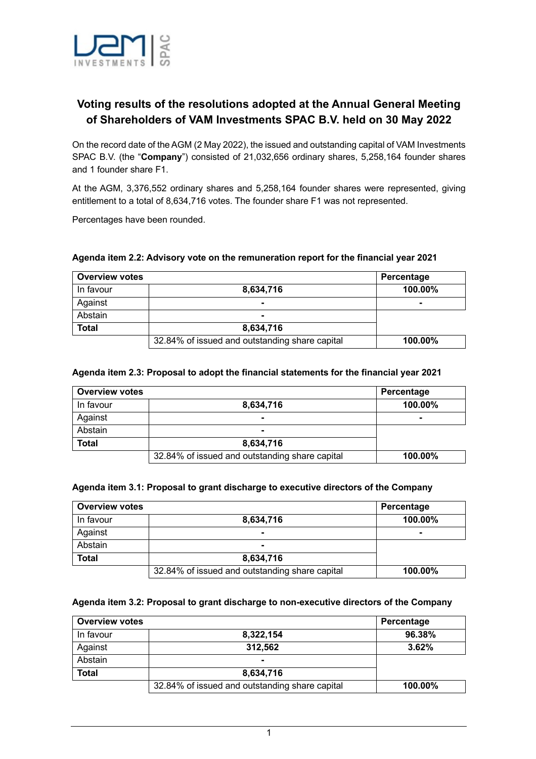# Voting results of the resolutions adopted at the Annual General Meeting of Shareholders of VAM Investments SPAC B.V. held on 30 May 2022

On the record date of the AGM (2 May 2022), the issued and outstanding capital of VAM Investments SPAC B.V. (the "**Company**") consisted of 21,032,656 ordinary shares, 5,258,164 founder shares and 1 founder share F1.

At the AGM, 3,376,552 ordinary shares and 5,258,164 founder shares were represented, giving entitlement to a total of 8,634,716 votes. The founder share F1 was not represented.

Percentages have been rounded.

**Agenda item 2.2: Advisory vote on the remuneration report for the financial year 2021**

| **Overview votes** | | **Percentage** |
|---|---|---|
| In favour | **8,634,716** | **100.00%** |
| Against | **-** | **-** |
| Abstain | **-** | |
| **Total** | **8,634,716** | |
| | 32.84% of issued and outstanding share capital | **100.00%** |

**Agenda item 2.3: Proposal to adopt the financial statements for the financial year 2021**

| **Overview votes** | | **Percentage** |
|---|---|---|
| In favour | **8,634,716** | **100.00%** |
| Against | **-** | **-** |
| Abstain | **-** | |
| **Total** | **8,634,716** | |
| | 32.84% of issued and outstanding share capital | **100.00%** |

**Agenda item 3.1: Proposal to grant discharge to executive directors of the Company**

| **Overview votes** | | **Percentage** |
|---|---|---|
| In favour | **8,634,716** | **100.00%** |
| Against | **-** | **-** |
| Abstain | **-** | |
| **Total** | **8,634,716** | |
| | 32.84% of issued and outstanding share capital | **100.00%** |

**Agenda item 3.2: Proposal to grant discharge to non-executive directors of the Company**

| **Overview votes** | | **Percentage** |
|---|---|---|
| In favour | **8,322,154** | **96.38%** |
| Against | **312,562** | **3.62%** |
| Abstain | **-** | |
| **Total** | **8,634,716** | |
| | 32.84% of issued and outstanding share capital | **100.00%** |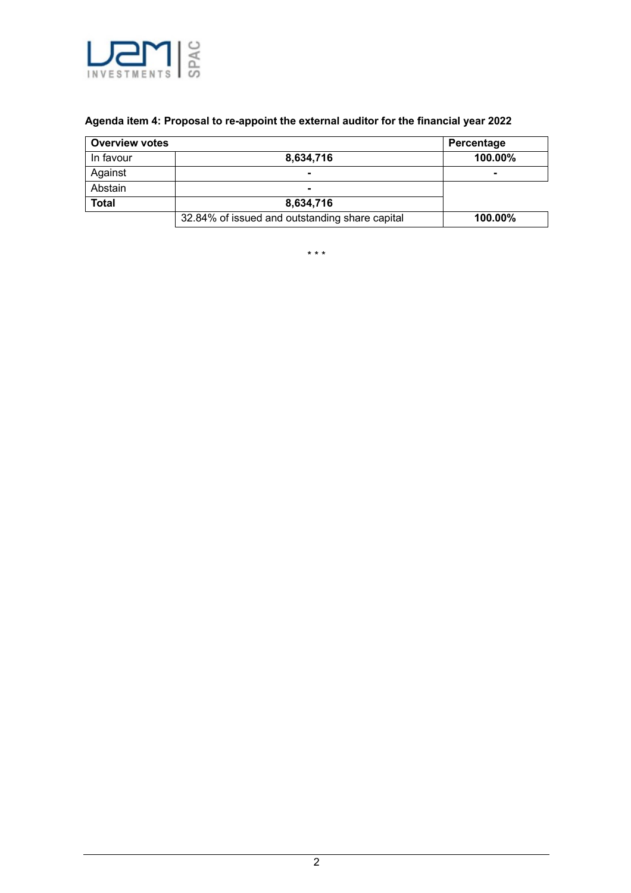**Agenda item 4: Proposal to re-appoint the external auditor for the financial year 2022**

| Overview votes | | Percentage |
|---|---|---|
| In favour | **8,634,716** | **100.00%** |
| Against | **-** | **-** |
| Abstain | **-** | |
| **Total** | **8,634,716** | |
| | 32.84% of issued and outstanding share capital | **100.00%** |

\* \* \*